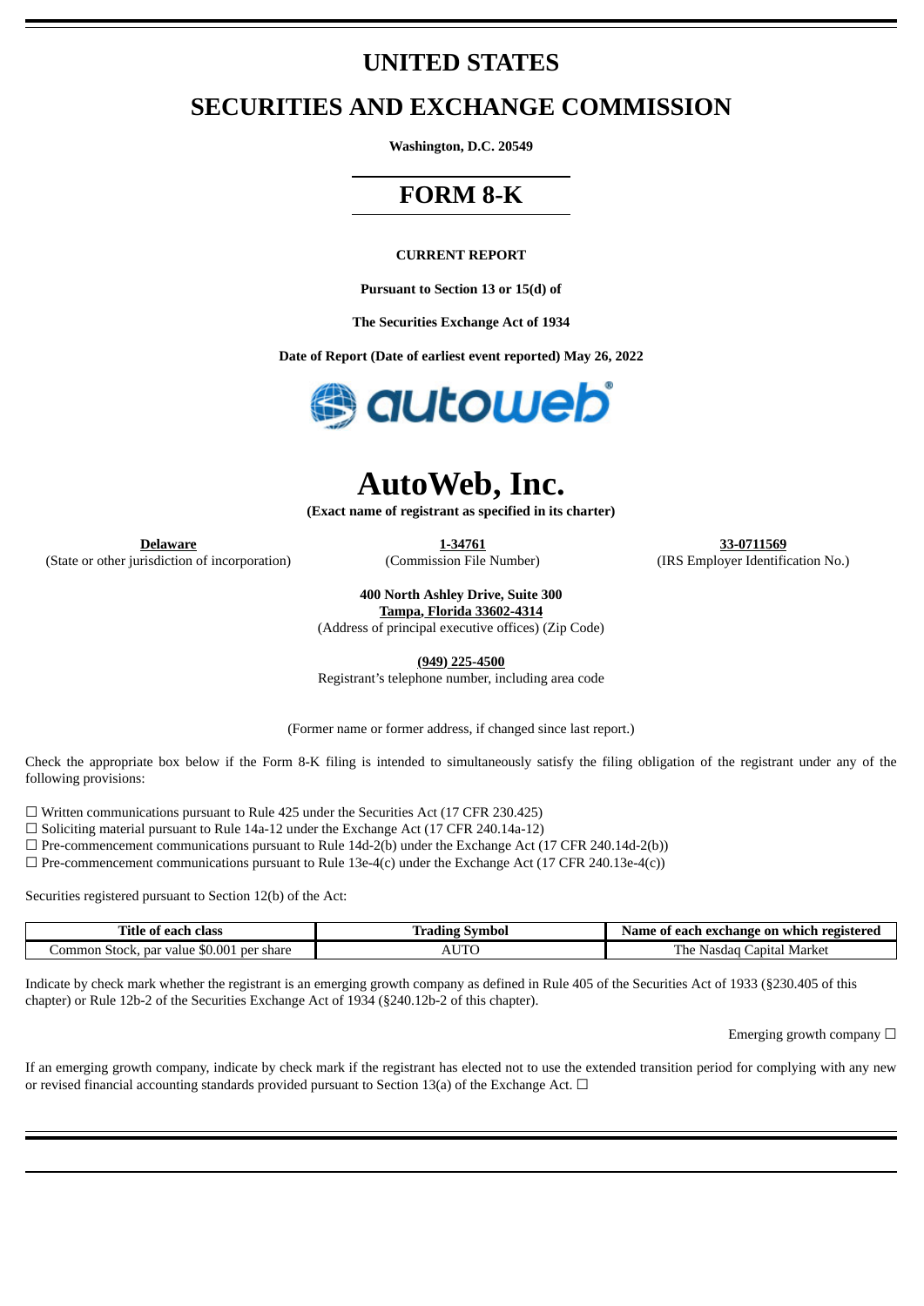# UNITED STATES

# SECURITIES AND EXCHANGE COMMISSION

**Washington, D.C. 20549**

## FORM 8-K

**CURRENT REPORT**

**Pursuant to Section 13 or 15(d) of**

**The Securities Exchange Act of 1934**

**Date of Report (Date of earliest event reported) May 26, 2022**

# AutoWeb, Inc.

**(Exact name of registrant as specified in its charter)**

| | | |
|---|---|---|
| **Delaware** | **1-34761** | **33-0711569** |
| (State or other jurisdiction of incorporation) | (Commission File Number) | (IRS Employer Identification No.) |

**400 North Ashley Drive, Suite 300**
**Tampa, Florida 33602-4314**
(Address of principal executive offices) (Zip Code)

**(949) 225-4500**
Registrant's telephone number, including area code

(Former name or former address, if changed since last report.)

Check the appropriate box below if the Form 8-K filing is intended to simultaneously satisfy the filing obligation of the registrant under any of the following provisions:

☐ Written communications pursuant to Rule 425 under the Securities Act (17 CFR 230.425)
☐ Soliciting material pursuant to Rule 14a-12 under the Exchange Act (17 CFR 240.14a-12)
☐ Pre-commencement communications pursuant to Rule 14d-2(b) under the Exchange Act (17 CFR 240.14d-2(b))
☐ Pre-commencement communications pursuant to Rule 13e-4(c) under the Exchange Act (17 CFR 240.13e-4(c))

Securities registered pursuant to Section 12(b) of the Act:

| Title of each class | Trading Symbol | Name of each exchange on which registered |
|---|---|---|
| Common Stock, par value $0.001 per share | AUTO | The Nasdaq Capital Market |

Indicate by check mark whether the registrant is an emerging growth company as defined in Rule 405 of the Securities Act of 1933 (§230.405 of this chapter) or Rule 12b-2 of the Securities Exchange Act of 1934 (§240.12b-2 of this chapter).

Emerging growth company ☐

If an emerging growth company, indicate by check mark if the registrant has elected not to use the extended transition period for complying with any new or revised financial accounting standards provided pursuant to Section 13(a) of the Exchange Act. ☐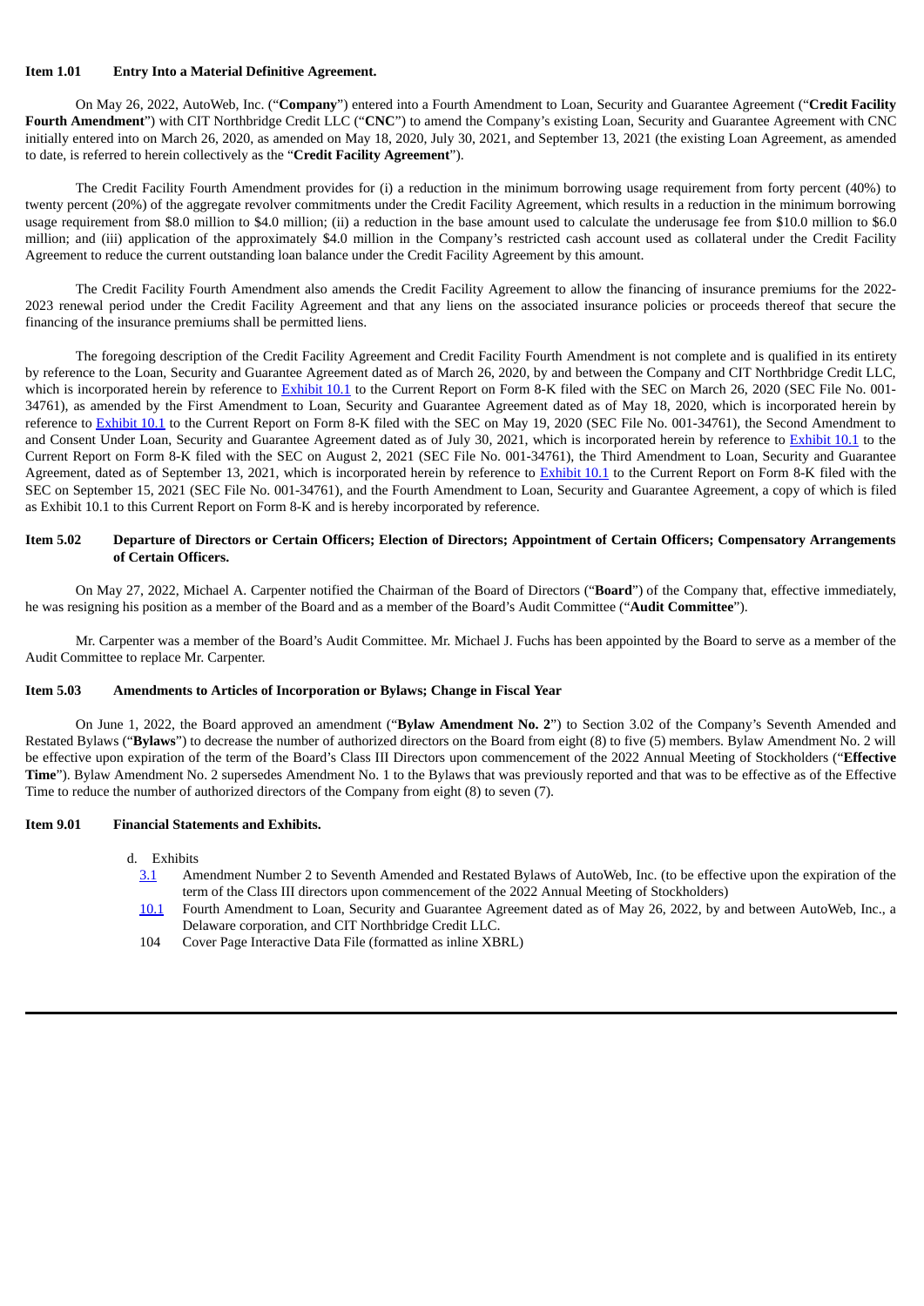**Item 1.01 Entry Into a Material Definitive Agreement.**

On May 26, 2022, AutoWeb, Inc. ("**Company**") entered into a Fourth Amendment to Loan, Security and Guarantee Agreement ("**Credit Facility Fourth Amendment**") with CIT Northbridge Credit LLC ("**CNC**") to amend the Company's existing Loan, Security and Guarantee Agreement with CNC initially entered into on March 26, 2020, as amended on May 18, 2020, July 30, 2021, and September 13, 2021 (the existing Loan Agreement, as amended to date, is referred to herein collectively as the "**Credit Facility Agreement**").

The Credit Facility Fourth Amendment provides for (i) a reduction in the minimum borrowing usage requirement from forty percent (40%) to twenty percent (20%) of the aggregate revolver commitments under the Credit Facility Agreement, which results in a reduction in the minimum borrowing usage requirement from $8.0 million to $4.0 million; (ii) a reduction in the base amount used to calculate the underusage fee from $10.0 million to $6.0 million; and (iii) application of the approximately $4.0 million in the Company's restricted cash account used as collateral under the Credit Facility Agreement to reduce the current outstanding loan balance under the Credit Facility Agreement by this amount.

The Credit Facility Fourth Amendment also amends the Credit Facility Agreement to allow the financing of insurance premiums for the 2022-2023 renewal period under the Credit Facility Agreement and that any liens on the associated insurance policies or proceeds thereof that secure the financing of the insurance premiums shall be permitted liens.

The foregoing description of the Credit Facility Agreement and Credit Facility Fourth Amendment is not complete and is qualified in its entirety by reference to the Loan, Security and Guarantee Agreement dated as of March 26, 2020, by and between the Company and CIT Northbridge Credit LLC, which is incorporated herein by reference to Exhibit 10.1 to the Current Report on Form 8-K filed with the SEC on March 26, 2020 (SEC File No. 001-34761), as amended by the First Amendment to Loan, Security and Guarantee Agreement dated as of May 18, 2020, which is incorporated herein by reference to Exhibit 10.1 to the Current Report on Form 8-K filed with the SEC on May 19, 2020 (SEC File No. 001-34761), the Second Amendment to and Consent Under Loan, Security and Guarantee Agreement dated as of July 30, 2021, which is incorporated herein by reference to Exhibit 10.1 to the Current Report on Form 8-K filed with the SEC on August 2, 2021 (SEC File No. 001-34761), the Third Amendment to Loan, Security and Guarantee Agreement, dated as of September 13, 2021, which is incorporated herein by reference to Exhibit 10.1 to the Current Report on Form 8-K filed with the SEC on September 15, 2021 (SEC File No. 001-34761), and the Fourth Amendment to Loan, Security and Guarantee Agreement, a copy of which is filed as Exhibit 10.1 to this Current Report on Form 8-K and is hereby incorporated by reference.

**Item 5.02 Departure of Directors or Certain Officers; Election of Directors; Appointment of Certain Officers; Compensatory Arrangements of Certain Officers.**

On May 27, 2022, Michael A. Carpenter notified the Chairman of the Board of Directors ("**Board**") of the Company that, effective immediately, he was resigning his position as a member of the Board and as a member of the Board's Audit Committee ("**Audit Committee**").

Mr. Carpenter was a member of the Board's Audit Committee. Mr. Michael J. Fuchs has been appointed by the Board to serve as a member of the Audit Committee to replace Mr. Carpenter.

**Item 5.03 Amendments to Articles of Incorporation or Bylaws; Change in Fiscal Year**

On June 1, 2022, the Board approved an amendment ("**Bylaw Amendment No. 2**") to Section 3.02 of the Company's Seventh Amended and Restated Bylaws ("**Bylaws**") to decrease the number of authorized directors on the Board from eight (8) to five (5) members. Bylaw Amendment No. 2 will be effective upon expiration of the term of the Board's Class III Directors upon commencement of the 2022 Annual Meeting of Stockholders ("**Effective Time**"). Bylaw Amendment No. 2 supersedes Amendment No. 1 to the Bylaws that was previously reported and that was to be effective as of the Effective Time to reduce the number of authorized directors of the Company from eight (8) to seven (7).

**Item 9.01 Financial Statements and Exhibits.**

d. Exhibits

| | |
|---|---|
| 3.1 | Amendment Number 2 to Seventh Amended and Restated Bylaws of AutoWeb, Inc. (to be effective upon the expiration of the term of the Class III directors upon commencement of the 2022 Annual Meeting of Stockholders) |
| 10.1 | Fourth Amendment to Loan, Security and Guarantee Agreement dated as of May 26, 2022, by and between AutoWeb, Inc., a Delaware corporation, and CIT Northbridge Credit LLC. |
| 104 | Cover Page Interactive Data File (formatted as inline XBRL) |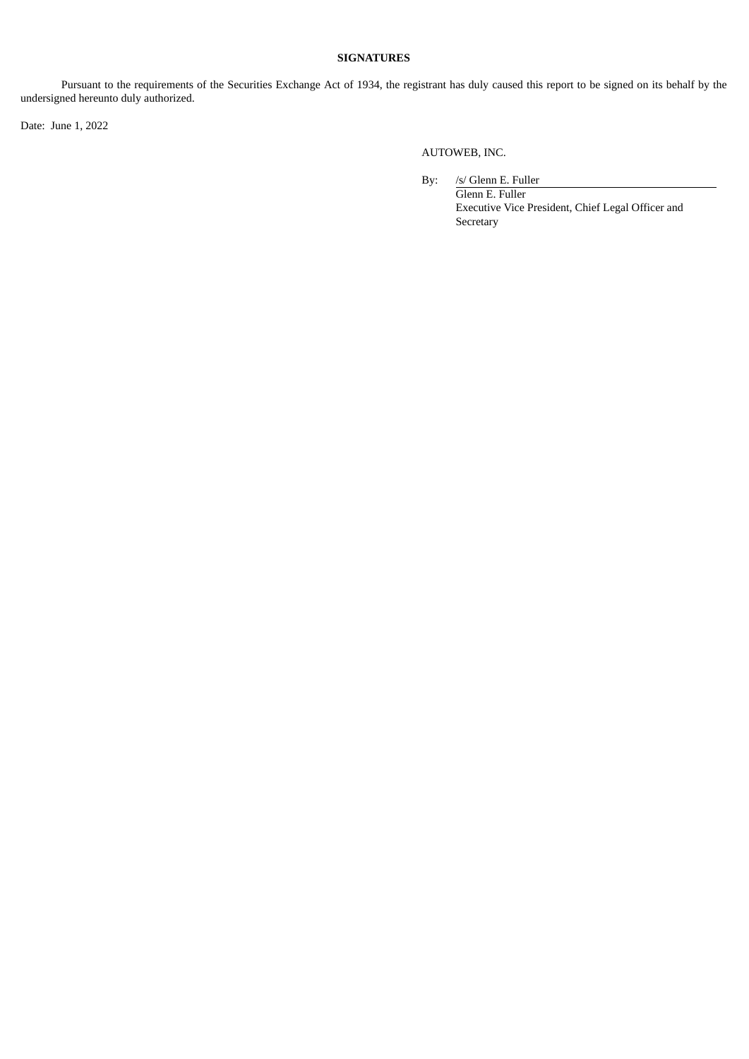**SIGNATURES**

Pursuant to the requirements of the Securities Exchange Act of 1934, the registrant has duly caused this report to be signed on its behalf by the undersigned hereunto duly authorized.

Date: June 1, 2022

AUTOWEB, INC.

By: /s/ Glenn E. Fuller
Glenn E. Fuller
Executive Vice President, Chief Legal Officer and Secretary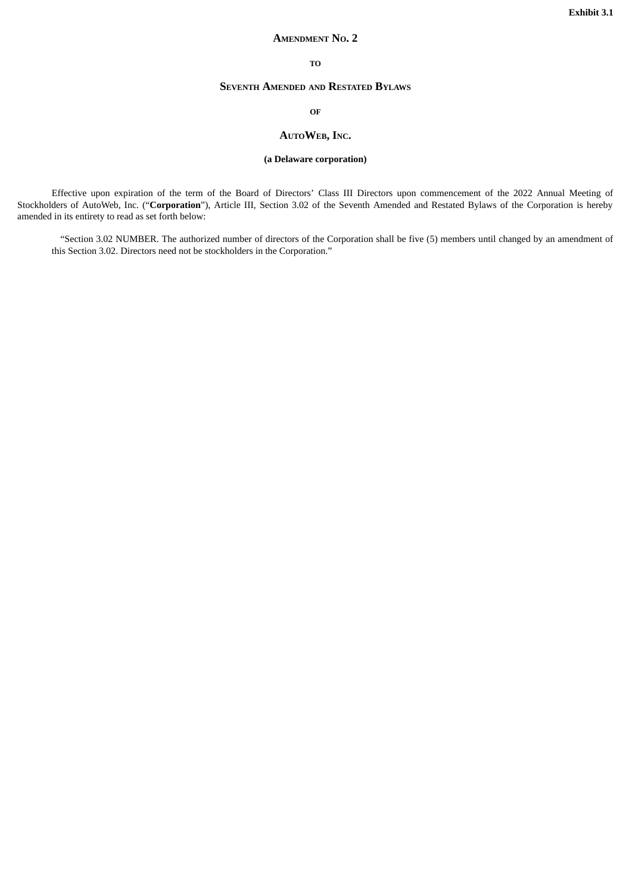**Exhibit 3.1**

# AMENDMENT NO. 2

**TO**

## SEVENTH AMENDED AND RESTATED BYLAWS

**OF**

## AUTOWEB, INC.

**(a Delaware corporation)**

Effective upon expiration of the term of the Board of Directors' Class III Directors upon commencement of the 2022 Annual Meeting of Stockholders of AutoWeb, Inc. ("**Corporation**"), Article III, Section 3.02 of the Seventh Amended and Restated Bylaws of the Corporation is hereby amended in its entirety to read as set forth below:

> "Section 3.02 NUMBER. The authorized number of directors of the Corporation shall be five (5) members until changed by an amendment of this Section 3.02. Directors need not be stockholders in the Corporation."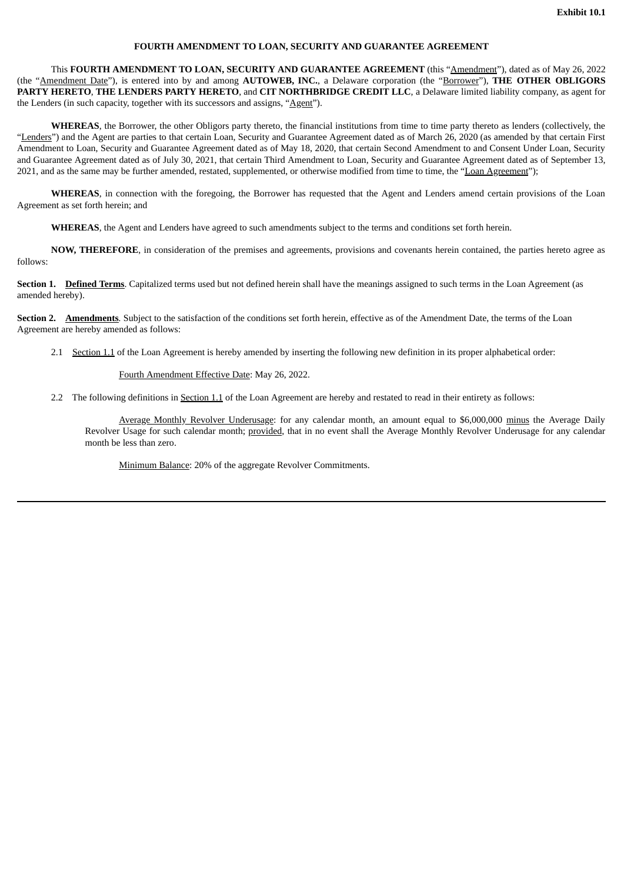**Exhibit 10.1**

**FOURTH AMENDMENT TO LOAN, SECURITY AND GUARANTEE AGREEMENT**

This **FOURTH AMENDMENT TO LOAN, SECURITY AND GUARANTEE AGREEMENT** (this "Amendment"), dated as of May 26, 2022 (the "Amendment Date"), is entered into by and among **AUTOWEB, INC.**, a Delaware corporation (the "Borrower"), **THE OTHER OBLIGORS PARTY HERETO**, **THE LENDERS PARTY HERETO**, and **CIT NORTHBRIDGE CREDIT LLC**, a Delaware limited liability company, as agent for the Lenders (in such capacity, together with its successors and assigns, "Agent").

**WHEREAS**, the Borrower, the other Obligors party thereto, the financial institutions from time to time party thereto as lenders (collectively, the "Lenders") and the Agent are parties to that certain Loan, Security and Guarantee Agreement dated as of March 26, 2020 (as amended by that certain First Amendment to Loan, Security and Guarantee Agreement dated as of May 18, 2020, that certain Second Amendment to and Consent Under Loan, Security and Guarantee Agreement dated as of July 30, 2021, that certain Third Amendment to Loan, Security and Guarantee Agreement dated as of September 13, 2021, and as the same may be further amended, restated, supplemented, or otherwise modified from time to time, the "Loan Agreement");

**WHEREAS**, in connection with the foregoing, the Borrower has requested that the Agent and Lenders amend certain provisions of the Loan Agreement as set forth herein; and

**WHEREAS**, the Agent and Lenders have agreed to such amendments subject to the terms and conditions set forth herein.

**NOW, THEREFORE**, in consideration of the premises and agreements, provisions and covenants herein contained, the parties hereto agree as follows:

**Section 1. Defined Terms**. Capitalized terms used but not defined herein shall have the meanings assigned to such terms in the Loan Agreement (as amended hereby).

**Section 2. Amendments**. Subject to the satisfaction of the conditions set forth herein, effective as of the Amendment Date, the terms of the Loan Agreement are hereby amended as follows:

2.1 Section 1.1 of the Loan Agreement is hereby amended by inserting the following new definition in its proper alphabetical order:

Fourth Amendment Effective Date: May 26, 2022.

2.2 The following definitions in Section 1.1 of the Loan Agreement are hereby and restated to read in their entirety as follows:

Average Monthly Revolver Underusage: for any calendar month, an amount equal to $6,000,000 minus the Average Daily Revolver Usage for such calendar month; provided, that in no event shall the Average Monthly Revolver Underusage for any calendar month be less than zero.

Minimum Balance: 20% of the aggregate Revolver Commitments.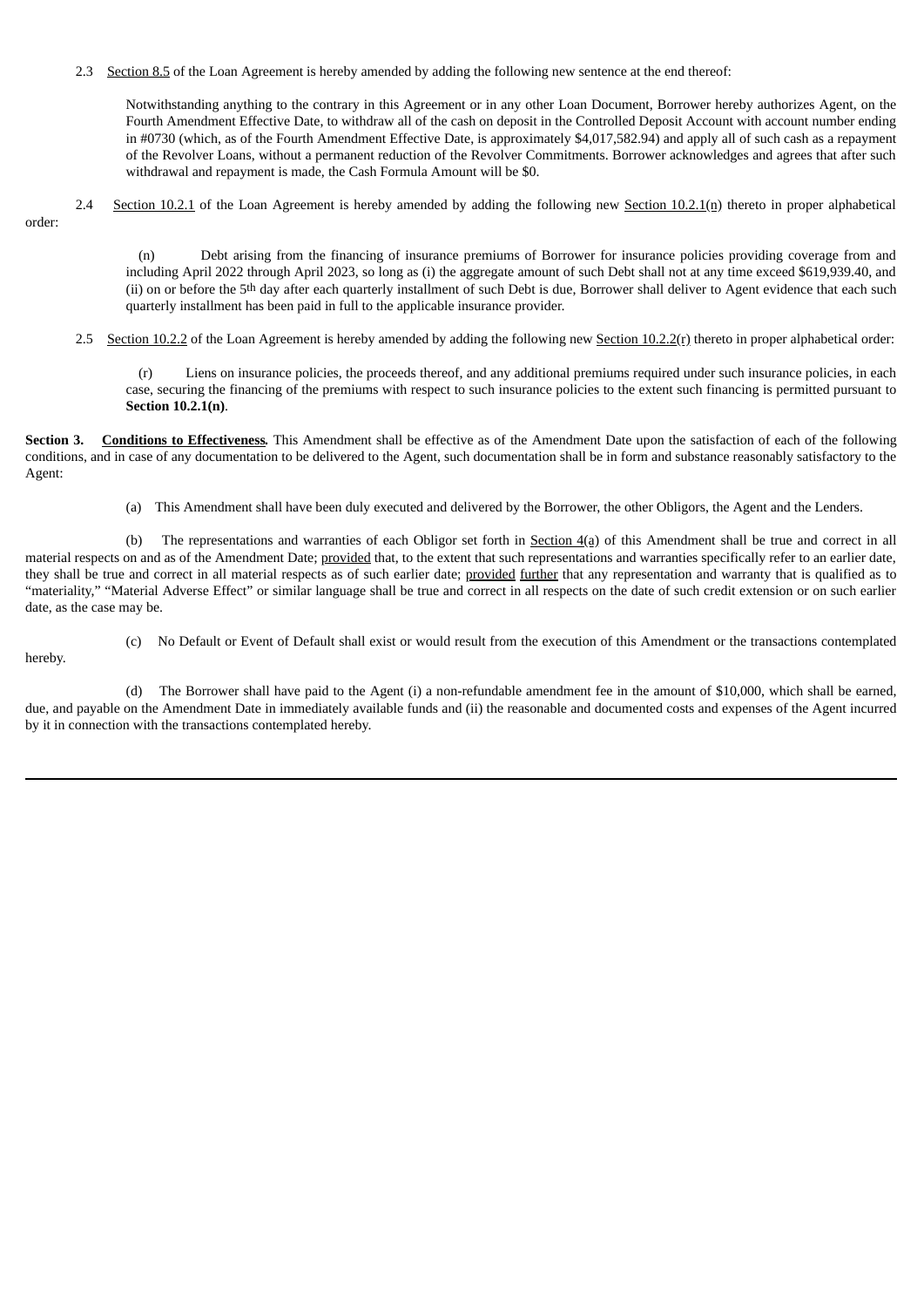2.3 Section 8.5 of the Loan Agreement is hereby amended by adding the following new sentence at the end thereof:

> Notwithstanding anything to the contrary in this Agreement or in any other Loan Document, Borrower hereby authorizes Agent, on the Fourth Amendment Effective Date, to withdraw all of the cash on deposit in the Controlled Deposit Account with account number ending in #0730 (which, as of the Fourth Amendment Effective Date, is approximately $4,017,582.94) and apply all of such cash as a repayment of the Revolver Loans, without a permanent reduction of the Revolver Commitments. Borrower acknowledges and agrees that after such withdrawal and repayment is made, the Cash Formula Amount will be $0.

2.4 Section 10.2.1 of the Loan Agreement is hereby amended by adding the following new Section 10.2.1(n) thereto in proper alphabetical order:

> (n) Debt arising from the financing of insurance premiums of Borrower for insurance policies providing coverage from and including April 2022 through April 2023, so long as (i) the aggregate amount of such Debt shall not at any time exceed $619,939.40, and (ii) on or before the 5th day after each quarterly installment of such Debt is due, Borrower shall deliver to Agent evidence that each such quarterly installment has been paid in full to the applicable insurance provider.

2.5 Section 10.2.2 of the Loan Agreement is hereby amended by adding the following new Section 10.2.2(r) thereto in proper alphabetical order:

> (r) Liens on insurance policies, the proceeds thereof, and any additional premiums required under such insurance policies, in each case, securing the financing of the premiums with respect to such insurance policies to the extent such financing is permitted pursuant to **Section 10.2.1(n)**.

**Section 3. Conditions to Effectiveness.** This Amendment shall be effective as of the Amendment Date upon the satisfaction of each of the following conditions, and in case of any documentation to be delivered to the Agent, such documentation shall be in form and substance reasonably satisfactory to the Agent:

(a) This Amendment shall have been duly executed and delivered by the Borrower, the other Obligors, the Agent and the Lenders.

(b) The representations and warranties of each Obligor set forth in Section 4(a) of this Amendment shall be true and correct in all material respects on and as of the Amendment Date; provided that, to the extent that such representations and warranties specifically refer to an earlier date, they shall be true and correct in all material respects as of such earlier date; provided further that any representation and warranty that is qualified as to "materiality," "Material Adverse Effect" or similar language shall be true and correct in all respects on the date of such credit extension or on such earlier date, as the case may be.

(c) No Default or Event of Default shall exist or would result from the execution of this Amendment or the transactions contemplated hereby.

(d) The Borrower shall have paid to the Agent (i) a non-refundable amendment fee in the amount of $10,000, which shall be earned, due, and payable on the Amendment Date in immediately available funds and (ii) the reasonable and documented costs and expenses of the Agent incurred by it in connection with the transactions contemplated hereby.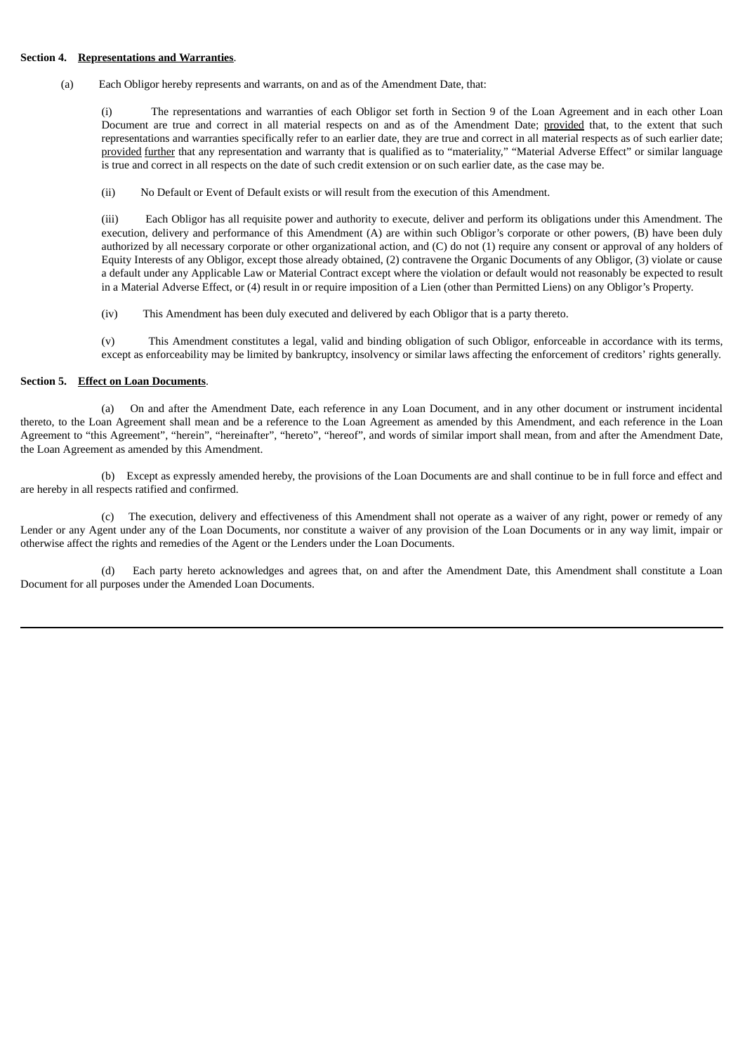**Section 4. Representations and Warranties**.

(a) Each Obligor hereby represents and warrants, on and as of the Amendment Date, that:

(i) The representations and warranties of each Obligor set forth in Section 9 of the Loan Agreement and in each other Loan Document are true and correct in all material respects on and as of the Amendment Date; provided that, to the extent that such representations and warranties specifically refer to an earlier date, they are true and correct in all material respects as of such earlier date; provided further that any representation and warranty that is qualified as to "materiality," "Material Adverse Effect" or similar language is true and correct in all respects on the date of such credit extension or on such earlier date, as the case may be.

(ii) No Default or Event of Default exists or will result from the execution of this Amendment.

(iii) Each Obligor has all requisite power and authority to execute, deliver and perform its obligations under this Amendment. The execution, delivery and performance of this Amendment (A) are within such Obligor's corporate or other powers, (B) have been duly authorized by all necessary corporate or other organizational action, and (C) do not (1) require any consent or approval of any holders of Equity Interests of any Obligor, except those already obtained, (2) contravene the Organic Documents of any Obligor, (3) violate or cause a default under any Applicable Law or Material Contract except where the violation or default would not reasonably be expected to result in a Material Adverse Effect, or (4) result in or require imposition of a Lien (other than Permitted Liens) on any Obligor's Property.

(iv) This Amendment has been duly executed and delivered by each Obligor that is a party thereto.

(v) This Amendment constitutes a legal, valid and binding obligation of such Obligor, enforceable in accordance with its terms, except as enforceability may be limited by bankruptcy, insolvency or similar laws affecting the enforcement of creditors' rights generally.

**Section 5. Effect on Loan Documents**.

(a) On and after the Amendment Date, each reference in any Loan Document, and in any other document or instrument incidental thereto, to the Loan Agreement shall mean and be a reference to the Loan Agreement as amended by this Amendment, and each reference in the Loan Agreement to "this Agreement", "herein", "hereinafter", "hereto", "hereof", and words of similar import shall mean, from and after the Amendment Date, the Loan Agreement as amended by this Amendment.

(b) Except as expressly amended hereby, the provisions of the Loan Documents are and shall continue to be in full force and effect and are hereby in all respects ratified and confirmed.

(c) The execution, delivery and effectiveness of this Amendment shall not operate as a waiver of any right, power or remedy of any Lender or any Agent under any of the Loan Documents, nor constitute a waiver of any provision of the Loan Documents or in any way limit, impair or otherwise affect the rights and remedies of the Agent or the Lenders under the Loan Documents.

(d) Each party hereto acknowledges and agrees that, on and after the Amendment Date, this Amendment shall constitute a Loan Document for all purposes under the Amended Loan Documents.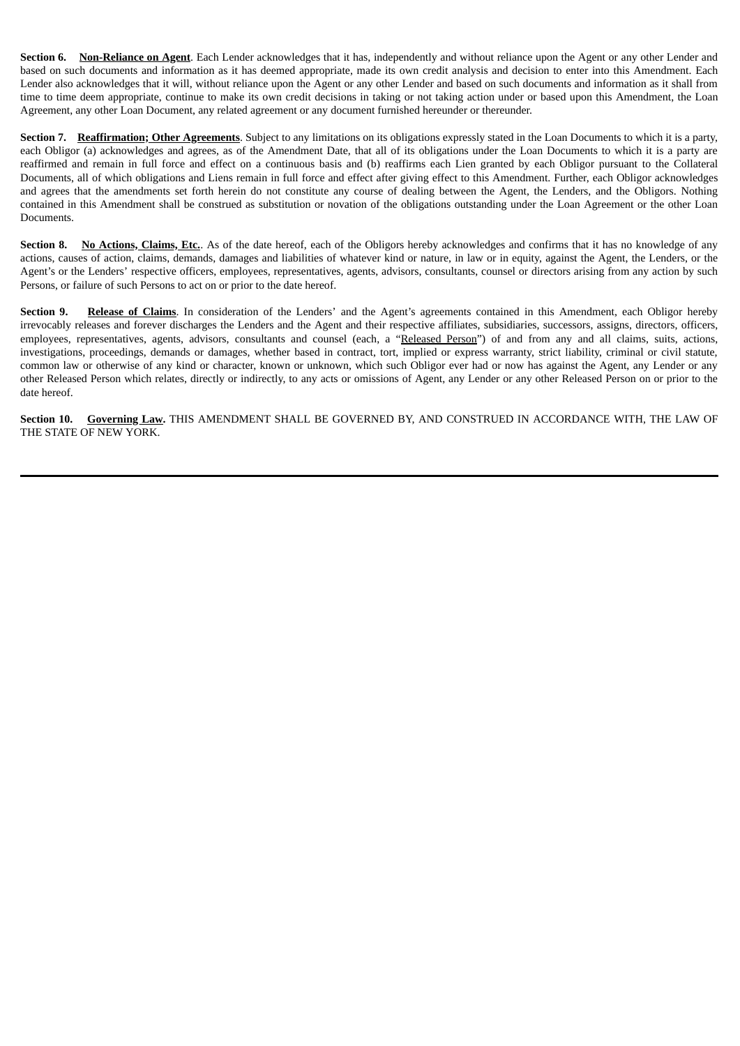**Section 6.** **Non-Reliance on Agent**. Each Lender acknowledges that it has, independently and without reliance upon the Agent or any other Lender and based on such documents and information as it has deemed appropriate, made its own credit analysis and decision to enter into this Amendment. Each Lender also acknowledges that it will, without reliance upon the Agent or any other Lender and based on such documents and information as it shall from time to time deem appropriate, continue to make its own credit decisions in taking or not taking action under or based upon this Amendment, the Loan Agreement, any other Loan Document, any related agreement or any document furnished hereunder or thereunder.

**Section 7.** **Reaffirmation; Other Agreements**. Subject to any limitations on its obligations expressly stated in the Loan Documents to which it is a party, each Obligor (a) acknowledges and agrees, as of the Amendment Date, that all of its obligations under the Loan Documents to which it is a party are reaffirmed and remain in full force and effect on a continuous basis and (b) reaffirms each Lien granted by each Obligor pursuant to the Collateral Documents, all of which obligations and Liens remain in full force and effect after giving effect to this Amendment. Further, each Obligor acknowledges and agrees that the amendments set forth herein do not constitute any course of dealing between the Agent, the Lenders, and the Obligors. Nothing contained in this Amendment shall be construed as substitution or novation of the obligations outstanding under the Loan Agreement or the other Loan Documents.

**Section 8.** **No Actions, Claims, Etc.**. As of the date hereof, each of the Obligors hereby acknowledges and confirms that it has no knowledge of any actions, causes of action, claims, demands, damages and liabilities of whatever kind or nature, in law or in equity, against the Agent, the Lenders, or the Agent's or the Lenders' respective officers, employees, representatives, agents, advisors, consultants, counsel or directors arising from any action by such Persons, or failure of such Persons to act on or prior to the date hereof.

**Section 9.** **Release of Claims**. In consideration of the Lenders' and the Agent's agreements contained in this Amendment, each Obligor hereby irrevocably releases and forever discharges the Lenders and the Agent and their respective affiliates, subsidiaries, successors, assigns, directors, officers, employees, representatives, agents, advisors, consultants and counsel (each, a "Released Person") of and from any and all claims, suits, actions, investigations, proceedings, demands or damages, whether based in contract, tort, implied or express warranty, strict liability, criminal or civil statute, common law or otherwise of any kind or character, known or unknown, which such Obligor ever had or now has against the Agent, any Lender or any other Released Person which relates, directly or indirectly, to any acts or omissions of Agent, any Lender or any other Released Person on or prior to the date hereof.

**Section 10.** **Governing Law.** THIS AMENDMENT SHALL BE GOVERNED BY, AND CONSTRUED IN ACCORDANCE WITH, THE LAW OF THE STATE OF NEW YORK.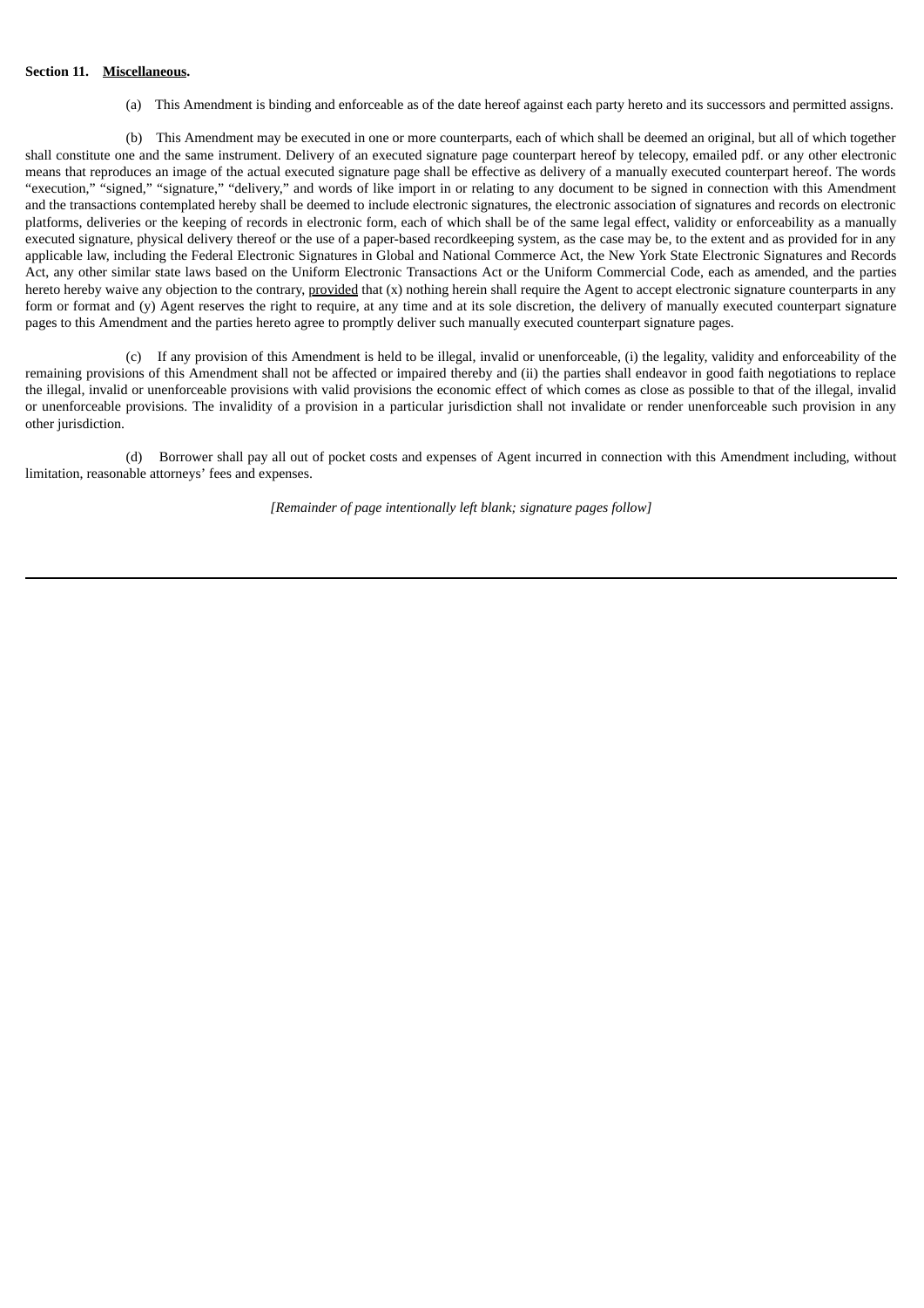**Section 11. Miscellaneous.**

(a) This Amendment is binding and enforceable as of the date hereof against each party hereto and its successors and permitted assigns.

(b) This Amendment may be executed in one or more counterparts, each of which shall be deemed an original, but all of which together shall constitute one and the same instrument. Delivery of an executed signature page counterpart hereof by telecopy, emailed pdf. or any other electronic means that reproduces an image of the actual executed signature page shall be effective as delivery of a manually executed counterpart hereof. The words "execution," "signed," "signature," "delivery," and words of like import in or relating to any document to be signed in connection with this Amendment and the transactions contemplated hereby shall be deemed to include electronic signatures, the electronic association of signatures and records on electronic platforms, deliveries or the keeping of records in electronic form, each of which shall be of the same legal effect, validity or enforceability as a manually executed signature, physical delivery thereof or the use of a paper-based recordkeeping system, as the case may be, to the extent and as provided for in any applicable law, including the Federal Electronic Signatures in Global and National Commerce Act, the New York State Electronic Signatures and Records Act, any other similar state laws based on the Uniform Electronic Transactions Act or the Uniform Commercial Code, each as amended, and the parties hereto hereby waive any objection to the contrary, provided that (x) nothing herein shall require the Agent to accept electronic signature counterparts in any form or format and (y) Agent reserves the right to require, at any time and at its sole discretion, the delivery of manually executed counterpart signature pages to this Amendment and the parties hereto agree to promptly deliver such manually executed counterpart signature pages.

(c) If any provision of this Amendment is held to be illegal, invalid or unenforceable, (i) the legality, validity and enforceability of the remaining provisions of this Amendment shall not be affected or impaired thereby and (ii) the parties shall endeavor in good faith negotiations to replace the illegal, invalid or unenforceable provisions with valid provisions the economic effect of which comes as close as possible to that of the illegal, invalid or unenforceable provisions. The invalidity of a provision in a particular jurisdiction shall not invalidate or render unenforceable such provision in any other jurisdiction.

(d) Borrower shall pay all out of pocket costs and expenses of Agent incurred in connection with this Amendment including, without limitation, reasonable attorneys' fees and expenses.

*[Remainder of page intentionally left blank; signature pages follow]*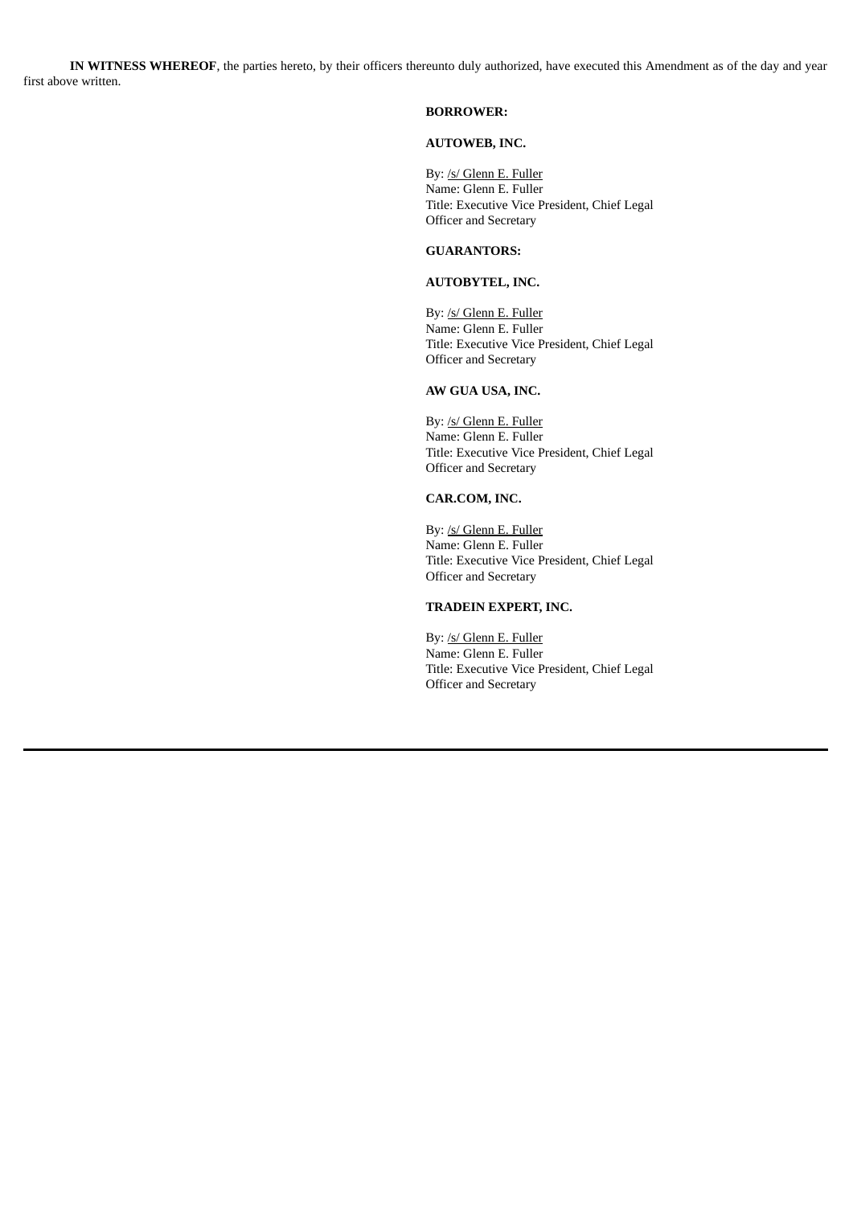**IN WITNESS WHEREOF**, the parties hereto, by their officers thereunto duly authorized, have executed this Amendment as of the day and year first above written.

**BORROWER:**

**AUTOWEB, INC.**

By: /s/ Glenn E. Fuller
Name: Glenn E. Fuller
Title: Executive Vice President, Chief Legal Officer and Secretary

**GUARANTORS:**

**AUTOBYTEL, INC.**

By: /s/ Glenn E. Fuller
Name: Glenn E. Fuller
Title: Executive Vice President, Chief Legal Officer and Secretary

**AW GUA USA, INC.**

By: /s/ Glenn E. Fuller
Name: Glenn E. Fuller
Title: Executive Vice President, Chief Legal Officer and Secretary

**CAR.COM, INC.**

By: /s/ Glenn E. Fuller
Name: Glenn E. Fuller
Title: Executive Vice President, Chief Legal Officer and Secretary

**TRADEIN EXPERT, INC.**

By: /s/ Glenn E. Fuller
Name: Glenn E. Fuller
Title: Executive Vice President, Chief Legal Officer and Secretary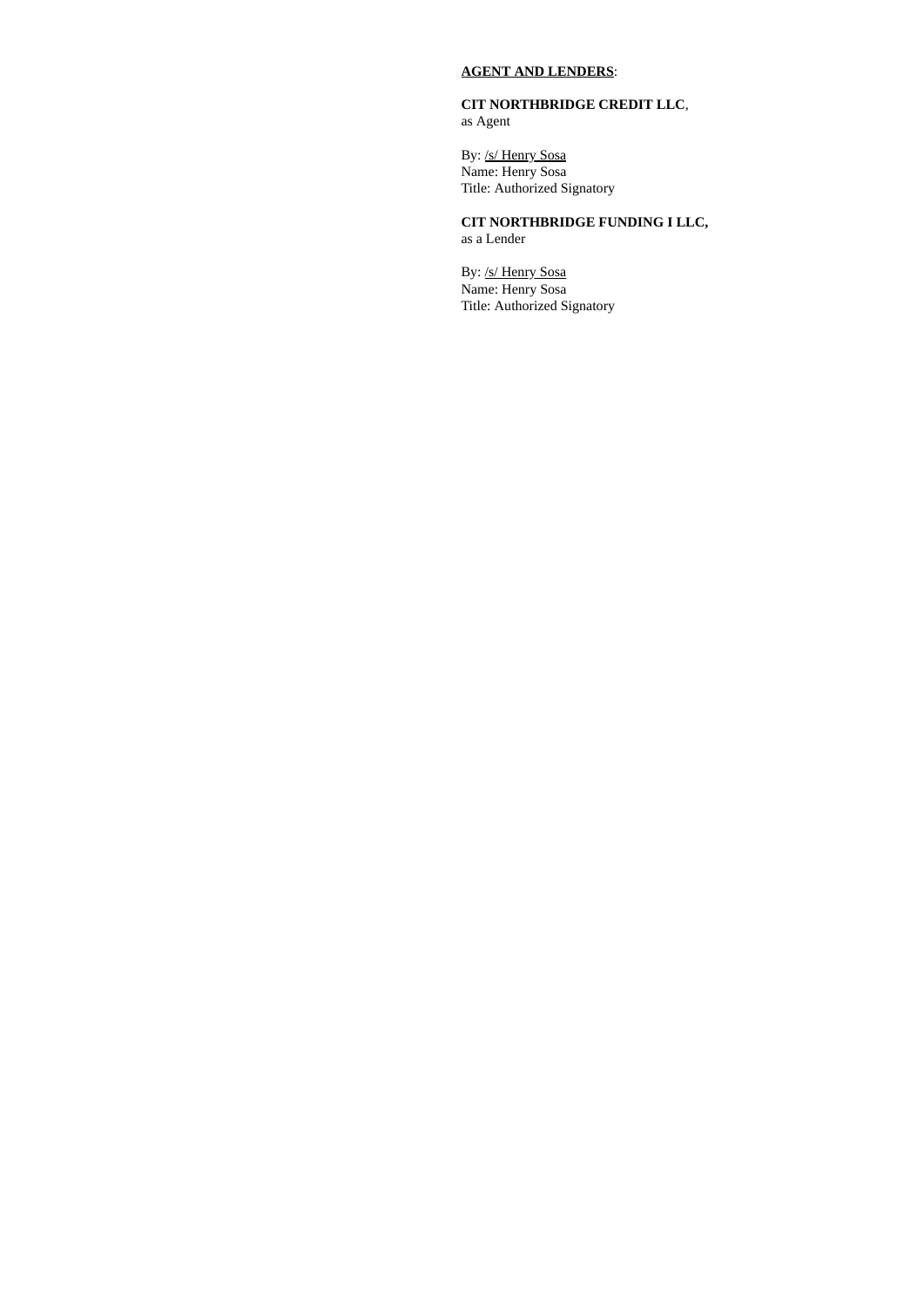**AGENT AND LENDERS**:

**CIT NORTHBRIDGE CREDIT LLC**,
as Agent

By: /s/ Henry Sosa
Name: Henry Sosa
Title: Authorized Signatory

**CIT NORTHBRIDGE FUNDING I LLC,**
as a Lender

By: /s/ Henry Sosa
Name: Henry Sosa
Title: Authorized Signatory